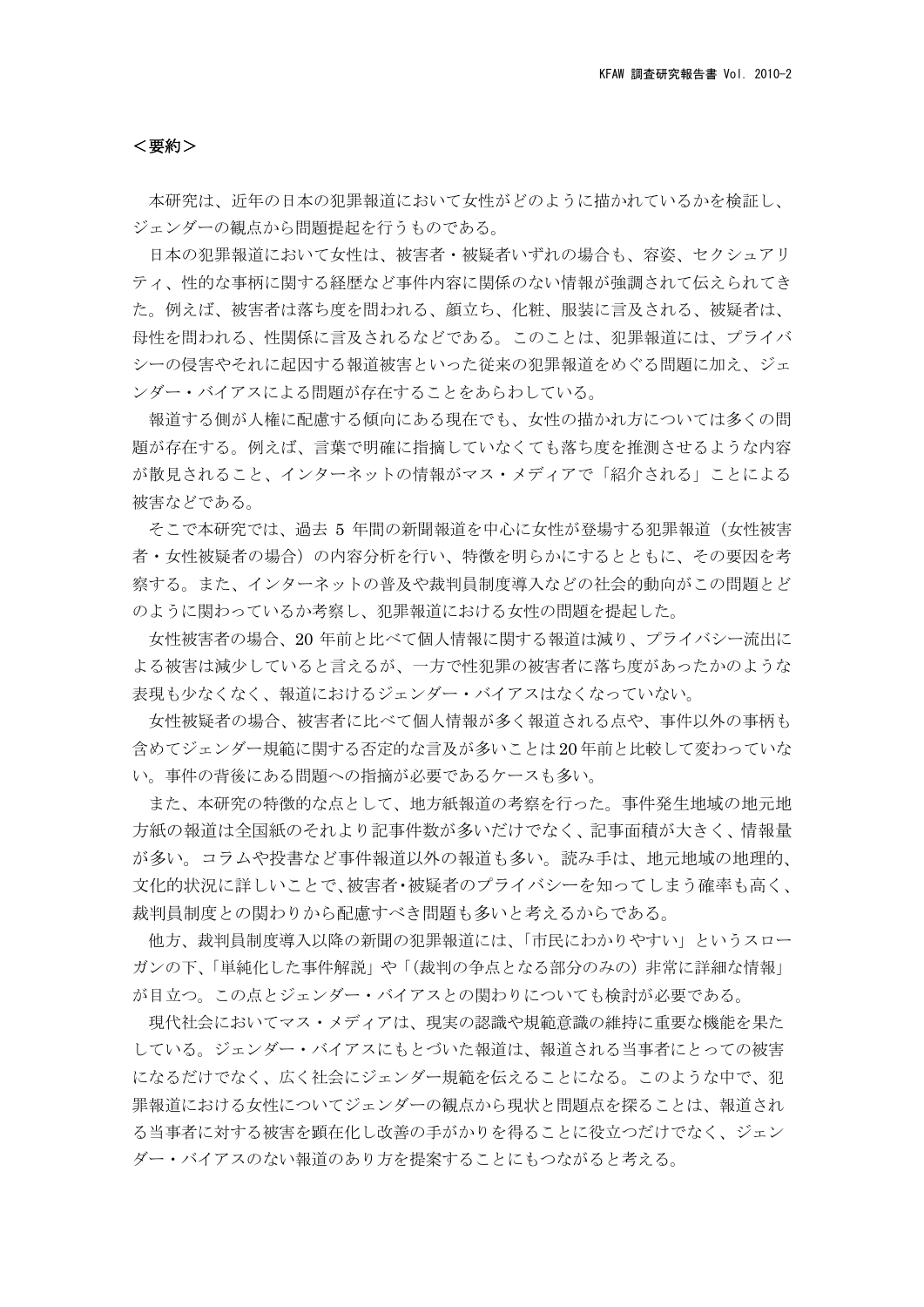## ＜要約＞

本研究は、近年の日本の犯罪報道において女性がどのように描かれているかを検証し、ジェンダーの観点から問題提起を行うものである。

日本の犯罪報道において女性は、被害者・被疑者いずれの場合も、容姿、セクシュアリティ、性的な事柄に関する経歴など事件内容に関係のない情報が強調されて伝えられてきた。例えば、被害者は落ち度を問われる、顔立ち、化粧、服装に言及される、被疑者は、母性を問われる、性関係に言及されるなどである。このことは、犯罪報道には、プライバシーの侵害やそれに起因する報道被害といった従来の犯罪報道をめぐる問題に加え、ジェンダー・バイアスによる問題が存在することをあらわしている。

報道する側が人権に配慮する傾向にある現在でも、女性の描かれ方については多くの問題が存在する。例えば、言葉で明確に指摘していなくても落ち度を推測させるような内容が散見されること、インターネットの情報がマス・メディアで「紹介される」ことによる被害などである。

そこで本研究では、過去 5 年間の新聞報道を中心に女性が登場する犯罪報道（女性被害者・女性被疑者の場合）の内容分析を行い、特徴を明らかにするとともに、その要因を考察する。また、インターネットの普及や裁判員制度導入などの社会的動向がこの問題とどのように関わっているか考察し、犯罪報道における女性の問題を提起した。

女性被害者の場合、20 年前と比べて個人情報に関する報道は減り、プライバシー流出による被害は減少していると言えるが、一方で性犯罪の被害者に落ち度があったかのような表現も少なくなく、報道におけるジェンダー・バイアスはなくなっていない。

女性被疑者の場合、被害者に比べて個人情報が多く報道される点や、事件以外の事柄も含めてジェンダー規範に関する否定的な言及が多いことは20年前と比較して変わっていない。事件の背後にある問題への指摘が必要であるケースも多い。

また、本研究の特徴的な点として、地方紙報道の考察を行った。事件発生地域の地元地方紙の報道は全国紙のそれより記事件数が多いだけでなく、記事面積が大きく、情報量が多い。コラムや投書など事件報道以外の報道も多い。読み手は、地元地域の地理的、文化的状況に詳しいことで、被害者・被疑者のプライバシーを知ってしまう確率も高く、裁判員制度との関わりから配慮すべき問題も多いと考えるからである。

他方、裁判員制度導入以降の新聞の犯罪報道には、「市民にわかりやすい」というスローガンの下、「単純化した事件解説」や「(裁判の争点となる部分のみの) 非常に詳細な情報」が目立つ。この点とジェンダー・バイアスとの関わりについても検討が必要である。

現代社会においてマス・メディアは、現実の認識や規範意識の維持に重要な機能を果たしている。ジェンダー・バイアスにもとづいた報道は、報道される当事者にとっての被害になるだけでなく、広く社会にジェンダー規範を伝えることになる。このような中で、犯罪報道における女性についてジェンダーの観点から現状と問題点を探ることは、報道される当事者に対する被害を顕在化し改善の手がかりを得ることに役立つだけでなく、ジェンダー・バイアスのない報道のあり方を提案することにもつながると考える。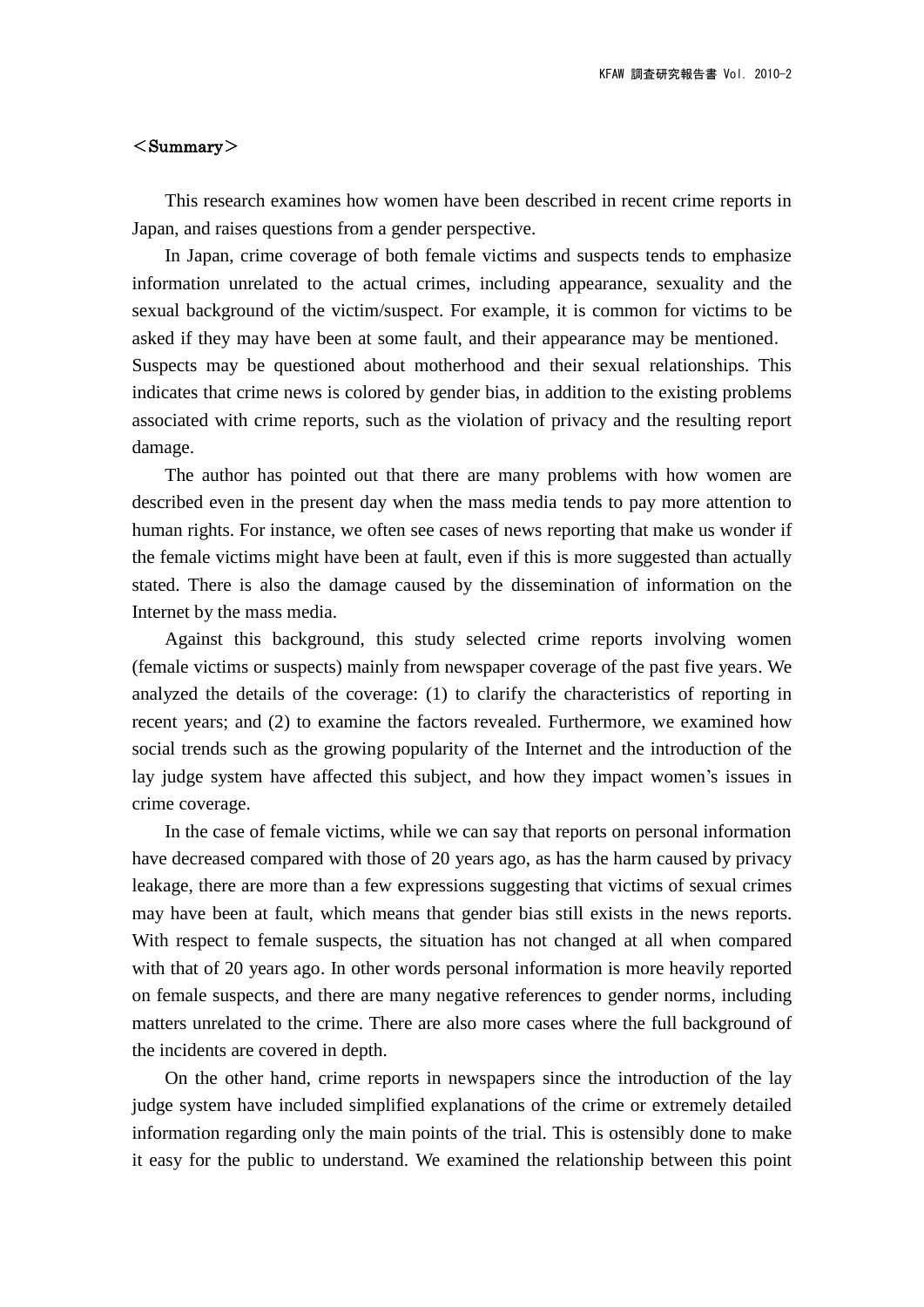＜Summary＞

This research examines how women have been described in recent crime reports in Japan, and raises questions from a gender perspective.

In Japan, crime coverage of both female victims and suspects tends to emphasize information unrelated to the actual crimes, including appearance, sexuality and the sexual background of the victim/suspect. For example, it is common for victims to be asked if they may have been at some fault, and their appearance may be mentioned. Suspects may be questioned about motherhood and their sexual relationships. This indicates that crime news is colored by gender bias, in addition to the existing problems associated with crime reports, such as the violation of privacy and the resulting report damage.

The author has pointed out that there are many problems with how women are described even in the present day when the mass media tends to pay more attention to human rights. For instance, we often see cases of news reporting that make us wonder if the female victims might have been at fault, even if this is more suggested than actually stated. There is also the damage caused by the dissemination of information on the Internet by the mass media.

Against this background, this study selected crime reports involving women (female victims or suspects) mainly from newspaper coverage of the past five years. We analyzed the details of the coverage: (1) to clarify the characteristics of reporting in recent years; and (2) to examine the factors revealed. Furthermore, we examined how social trends such as the growing popularity of the Internet and the introduction of the lay judge system have affected this subject, and how they impact women's issues in crime coverage.

In the case of female victims, while we can say that reports on personal information have decreased compared with those of 20 years ago, as has the harm caused by privacy leakage, there are more than a few expressions suggesting that victims of sexual crimes may have been at fault, which means that gender bias still exists in the news reports. With respect to female suspects, the situation has not changed at all when compared with that of 20 years ago. In other words personal information is more heavily reported on female suspects, and there are many negative references to gender norms, including matters unrelated to the crime. There are also more cases where the full background of the incidents are covered in depth.

On the other hand, crime reports in newspapers since the introduction of the lay judge system have included simplified explanations of the crime or extremely detailed information regarding only the main points of the trial. This is ostensibly done to make it easy for the public to understand. We examined the relationship between this point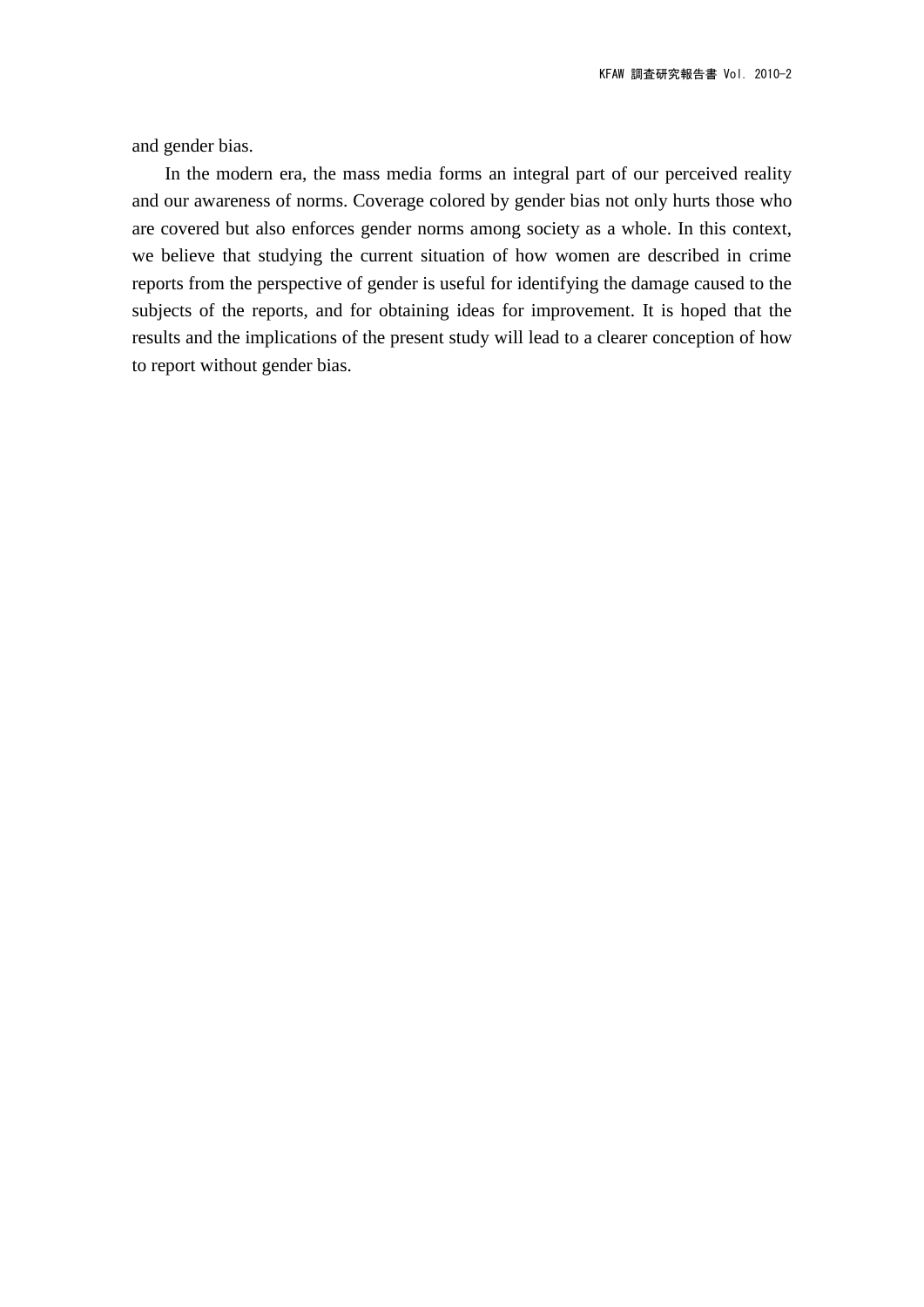and gender bias.

In the modern era, the mass media forms an integral part of our perceived reality and our awareness of norms. Coverage colored by gender bias not only hurts those who are covered but also enforces gender norms among society as a whole. In this context, we believe that studying the current situation of how women are described in crime reports from the perspective of gender is useful for identifying the damage caused to the subjects of the reports, and for obtaining ideas for improvement. It is hoped that the results and the implications of the present study will lead to a clearer conception of how to report without gender bias.